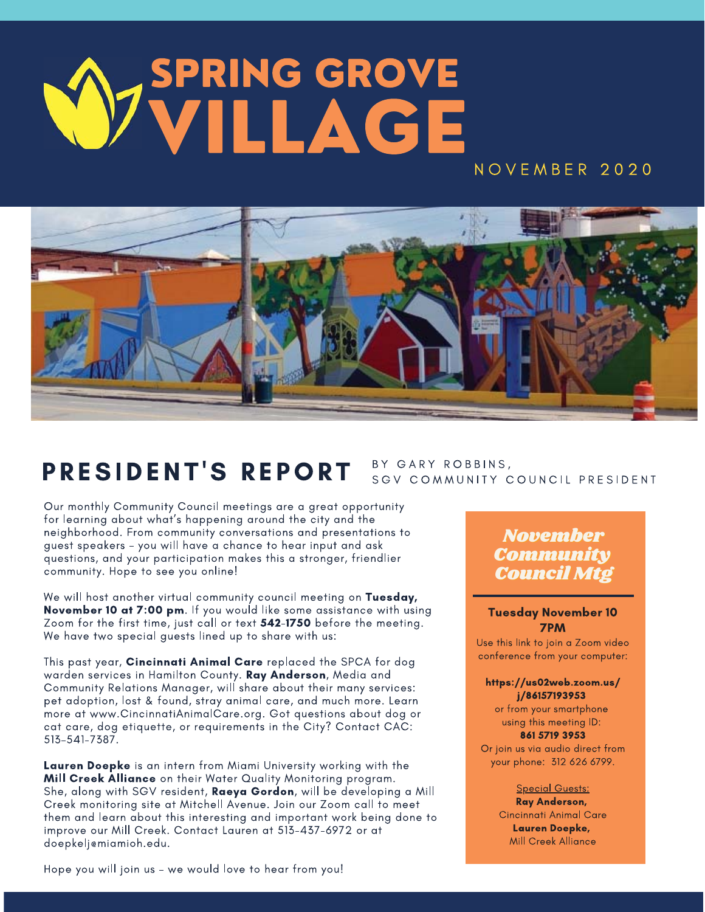# SPRING GROVE VILLAGE

NOVEMBER 2020

## PRESIDENT'S REPORT

BY GARY ROBBINS, SGV COMMUNITY COUNCIL PRESIDENT

Our monthly Community Council meetings are a great opportunity for learning about what's happening around the city and the neighborhood. From community conversations and presentations to guest speakers - you will have a chance to hear input and ask questions, and your participation makes this a stronger, friendlier community. Hope to see you online!

We will host another virtual community council meeting on **Tuesday, November 10 at 7:00 pm**. If you would like some assistance with using Zoom for the first time, just call or text **542-1750** before the meeting. We have two special guests lined up to share with us:

This past year, **Cincinnati Animal Care** replaced the SPCA for dog warden services in Hamilton County. **Ray Anderson**, Media and Community Relations Manager, will share about their many services: pet adoption, lost & found, stray animal care, and much more. Learn more at www.CincinnatiAnimalCare.org. Got questions about dog or cat care, dog etiquette, or requirements in the City? Contact CAC: 513-541-7387.

**Lauren Doepke** is an intern from Miami University working with the **Mill Creek Alliance** on their Water Quality Monitoring program. She, along with SGV resident, **Raeya Gordon**, will be developing a Mill Creek monitoring site at Mitchell Avenue. Join our Zoom call to meet them and learn about this interesting and important work being done to improve our Mill Creek. Contact Lauren at 513-437-6972 or at doepkelj@miamioh.edu.

Hope you will join us - we would love to hear from you!

### *November Community Council Mtg*

**Tuesday November 10**
**7PM**

Use this link to join a Zoom video conference from your computer:

**https://us02web.zoom.us/j/86157193953**

or from your smartphone using this meeting ID:
**861 5719 3953**

Or join us via audio direct from your phone: 312 626 6799.

Special Guests:
**Ray Anderson,**
Cincinnati Animal Care
**Lauren Doepke,**
Mill Creek Alliance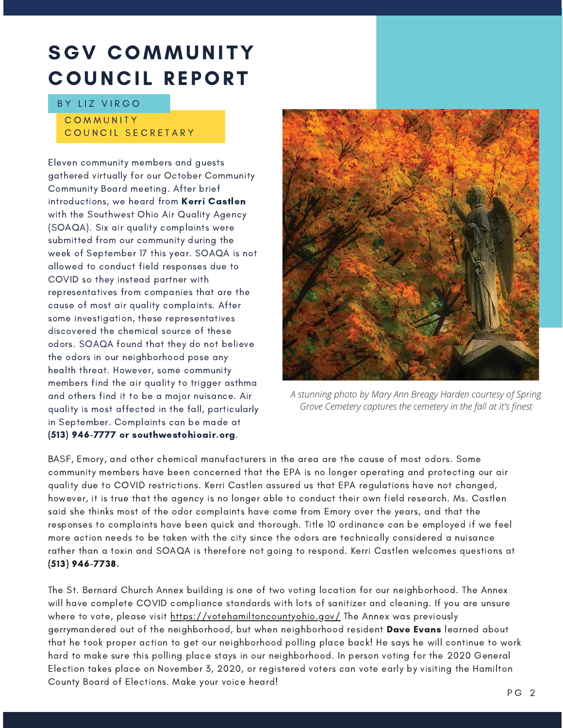# SGV COMMUNITY COUNCIL REPORT

BY LIZ VIRGO

COMMUNITY COUNCIL SECRETARY

Eleven community members and guests gathered virtually for our October Community Community Board meeting. After brief introductions, we heard from **Kerri Castlen** with the Southwest Ohio Air Quality Agency (SOAQA). Six air quality complaints were submitted from our community during the week of September 17 this year. SOAQA is not allowed to conduct field responses due to COVID so they instead partner with representatives from companies that are the cause of most air quality complaints. After some investigation, these representatives discovered the chemical source of these odors. SOAQA found that they do not believe the odors in our neighborhood pose any health threat. However, some community members find the air quality to trigger asthma and others find it to be a major nuisance. Air quality is most affected in the fall, particularly in September. Complaints can be made at **(513) 946-7777 or southwestohioair.org**.

*A stunning photo by Mary Ann Breagy Harden courtesy of Spring Grove Cemetery captures the cemetery in the fall at it's finest*

BASF, Emory, and other chemical manufacturers in the area are the cause of most odors. Some community members have been concerned that the EPA is no longer operating and protecting our air quality due to COVID restrictions. Kerri Castlen assured us that EPA regulations have not changed, however, it is true that the agency is no longer able to conduct their own field research. Ms. Castlen said she thinks most of the odor complaints have come from Emory over the years, and that the responses to complaints have been quick and thorough. Title 10 ordinance can be employed if we feel more action needs to be taken with the city since the odors are technically considered a nuisance rather than a toxin and SOAQA is therefore not going to respond. Kerri Castlen welcomes questions at **(513) 946-7738.**

The St. Bernard Church Annex building is one of two voting location for our neighborhood. The Annex will have complete COVID compliance standards with lots of sanitizer and cleaning. If you are unsure where to vote, please visit https://votehamiltoncountyohio.gov/ The Annex was previously gerrymandered out of the neighborhood, but when neighborhood resident **Dave Evans** learned about that he took proper action to get our neighborhood polling place back! He says he will continue to work hard to make sure this polling place stays in our neighborhood. In person voting for the 2020 General Election takes place on November 3, 2020, or registered voters can vote early by visiting the Hamilton County Board of Elections. Make your voice heard!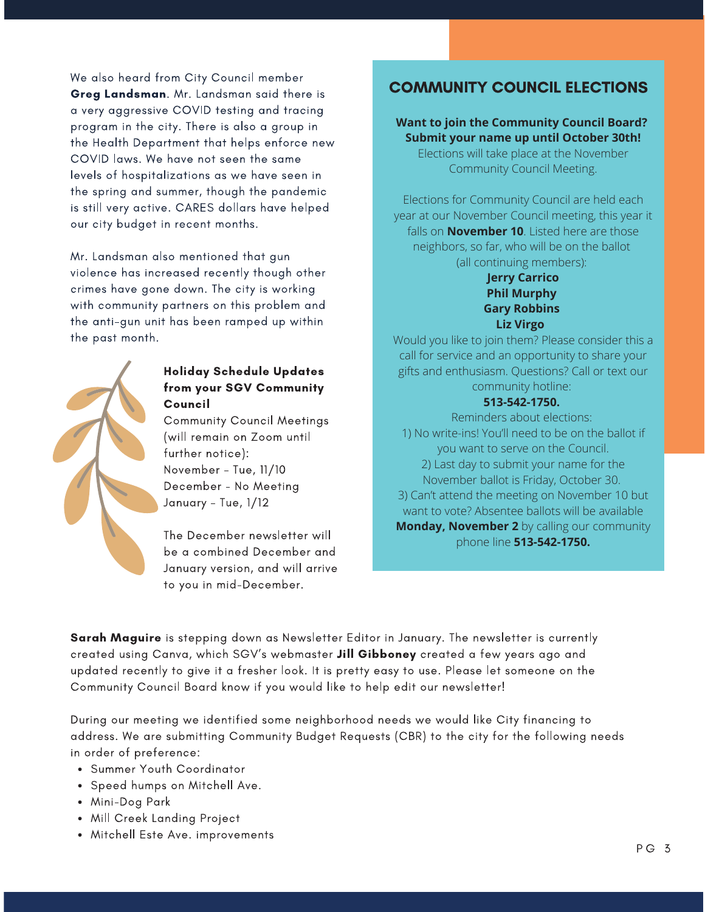We also heard from City Council member **Greg Landsman**. Mr. Landsman said there is a very aggressive COVID testing and tracing program in the city. There is also a group in the Health Department that helps enforce new COVID laws. We have not seen the same levels of hospitalizations as we have seen in the spring and summer, though the pandemic is still very active. CARES dollars have helped our city budget in recent months.

Mr. Landsman also mentioned that gun violence has increased recently though other crimes have gone down. The city is working with community partners on this problem and the anti-gun unit has been ramped up within the past month.

### Holiday Schedule Updates from your SGV Community Council

Community Council Meetings (will remain on Zoom until further notice):

November – Tue, 11/10
December – No Meeting
January – Tue, 1/12

The December newsletter will be a combined December and January version, and will arrive to you in mid-December.

## COMMUNITY COUNCIL ELECTIONS

**Want to join the Community Council Board? Submit your name up until October 30th!**

Elections will take place at the November Community Council Meeting.

Elections for Community Council are held each year at our November Council meeting, this year it falls on **November 10**. Listed here are those neighbors, so far, who will be on the ballot (all continuing members):

**Jerry Carrico**
**Phil Murphy**
**Gary Robbins**
**Liz Virgo**

Would you like to join them? Please consider this a call for service and an opportunity to share your gifts and enthusiasm. Questions? Call or text our community hotline:

**513-542-1750.**

Reminders about elections:

1) No write-ins! You'll need to be on the ballot if you want to serve on the Council.
2) Last day to submit your name for the November ballot is Friday, October 30.
3) Can't attend the meeting on November 10 but want to vote? Absentee ballots will be available **Monday, November 2** by calling our community phone line **513-542-1750.**

**Sarah Maguire** is stepping down as Newsletter Editor in January. The newsletter is currently created using Canva, which SGV's webmaster **Jill Gibboney** created a few years ago and updated recently to give it a fresher look. It is pretty easy to use. Please let someone on the Community Council Board know if you would like to help edit our newsletter!

During our meeting we identified some neighborhood needs we would like City financing to address. We are submitting Community Budget Requests (CBR) to the city for the following needs in order of preference:

- Summer Youth Coordinator
- Speed humps on Mitchell Ave.
- Mini-Dog Park
- Mill Creek Landing Project
- Mitchell Este Ave. improvements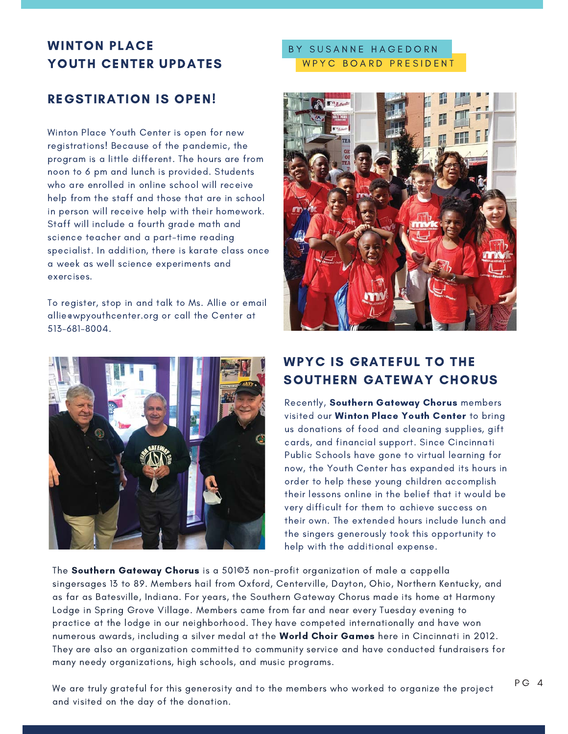# WINTON PLACE YOUTH CENTER UPDATES

BY SUSANNE HAGEDORN
WPYC BOARD PRESIDENT

## REGSTIRATION IS OPEN!

Winton Place Youth Center is open for new registrations! Because of the pandemic, the program is a little different. The hours are from noon to 6 pm and lunch is provided. Students who are enrolled in online school will receive help from the staff and those that are in school in person will receive help with their homework. Staff will include a fourth grade math and science teacher and a part-time reading specialist. In addition, there is karate class once a week as well science experiments and exercises.

To register, stop in and talk to Ms. Allie or email allie@wpyouthcenter.org or call the Center at 513-681-8004.

## WPYC IS GRATEFUL TO THE SOUTHERN GATEWAY CHORUS

Recently, **Southern Gateway Chorus** members visited our **Winton Place Youth Center** to bring us donations of food and cleaning supplies, gift cards, and financial support. Since Cincinnati Public Schools have gone to virtual learning for now, the Youth Center has expanded its hours in order to help these young children accomplish their lessons online in the belief that it would be very difficult for them to achieve success on their own. The extended hours include lunch and the singers generously took this opportunity to help with the additional expense.

The **Southern Gateway Chorus** is a 501©3 non-profit organization of male a cappella singersages 13 to 89. Members hail from Oxford, Centerville, Dayton, Ohio, Northern Kentucky, and as far as Batesville, Indiana. For years, the Southern Gateway Chorus made its home at Harmony Lodge in Spring Grove Village. Members came from far and near every Tuesday evening to practice at the lodge in our neighborhood. They have competed internationally and have won numerous awards, including a silver medal at the **World Choir Games** here in Cincinnati in 2012. They are also an organization committed to community service and have conducted fundraisers for many needy organizations, high schools, and music programs.

We are truly grateful for this generosity and to the members who worked to organize the project and visited on the day of the donation.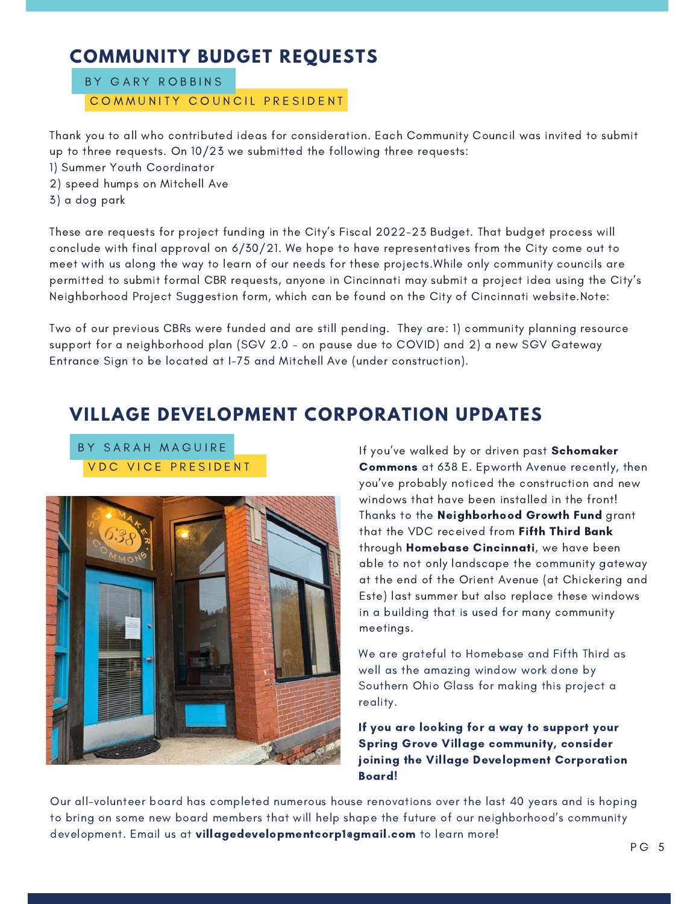## COMMUNITY BUDGET REQUESTS

BY GARY ROBBINS

COMMUNITY COUNCIL PRESIDENT

Thank you to all who contributed ideas for consideration. Each Community Council was invited to submit up to three requests. On 10/23 we submitted the following three requests:

1) Summer Youth Coordinator
2) speed humps on Mitchell Ave
3) a dog park

These are requests for project funding in the City's Fiscal 2022-23 Budget. That budget process will conclude with final approval on 6/30/21. We hope to have representatives from the City come out to meet with us along the way to learn of our needs for these projects.While only community councils are permitted to submit formal CBR requests, anyone in Cincinnati may submit a project idea using the City's Neighborhood Project Suggestion form, which can be found on the City of Cincinnati website.Note:

Two of our previous CBRs were funded and are still pending. They are: 1) community planning resource support for a neighborhood plan (SGV 2.0 - on pause due to COVID) and 2) a new SGV Gateway Entrance Sign to be located at I-75 and Mitchell Ave (under construction).

## VILLAGE DEVELOPMENT CORPORATION UPDATES

BY SARAH MAGUIRE

VDC VICE PRESIDENT

If you've walked by or driven past **Schomaker Commons** at 638 E. Epworth Avenue recently, then you've probably noticed the construction and new windows that have been installed in the front! Thanks to the **Neighborhood Growth Fund** grant that the VDC received from **Fifth Third Bank** through **Homebase Cincinnati**, we have been able to not only landscape the community gateway at the end of the Orient Avenue (at Chickering and Este) last summer but also replace these windows in a building that is used for many community meetings.

We are grateful to Homebase and Fifth Third as well as the amazing window work done by Southern Ohio Glass for making this project a reality.

**If you are looking for a way to support your Spring Grove Village community, consider joining the Village Development Corporation Board!**

Our all-volunteer board has completed numerous house renovations over the last 40 years and is hoping to bring on some new board members that will help shape the future of our neighborhood's community development. Email us at **villagedevelopmentcorp1@gmail.com** to learn more!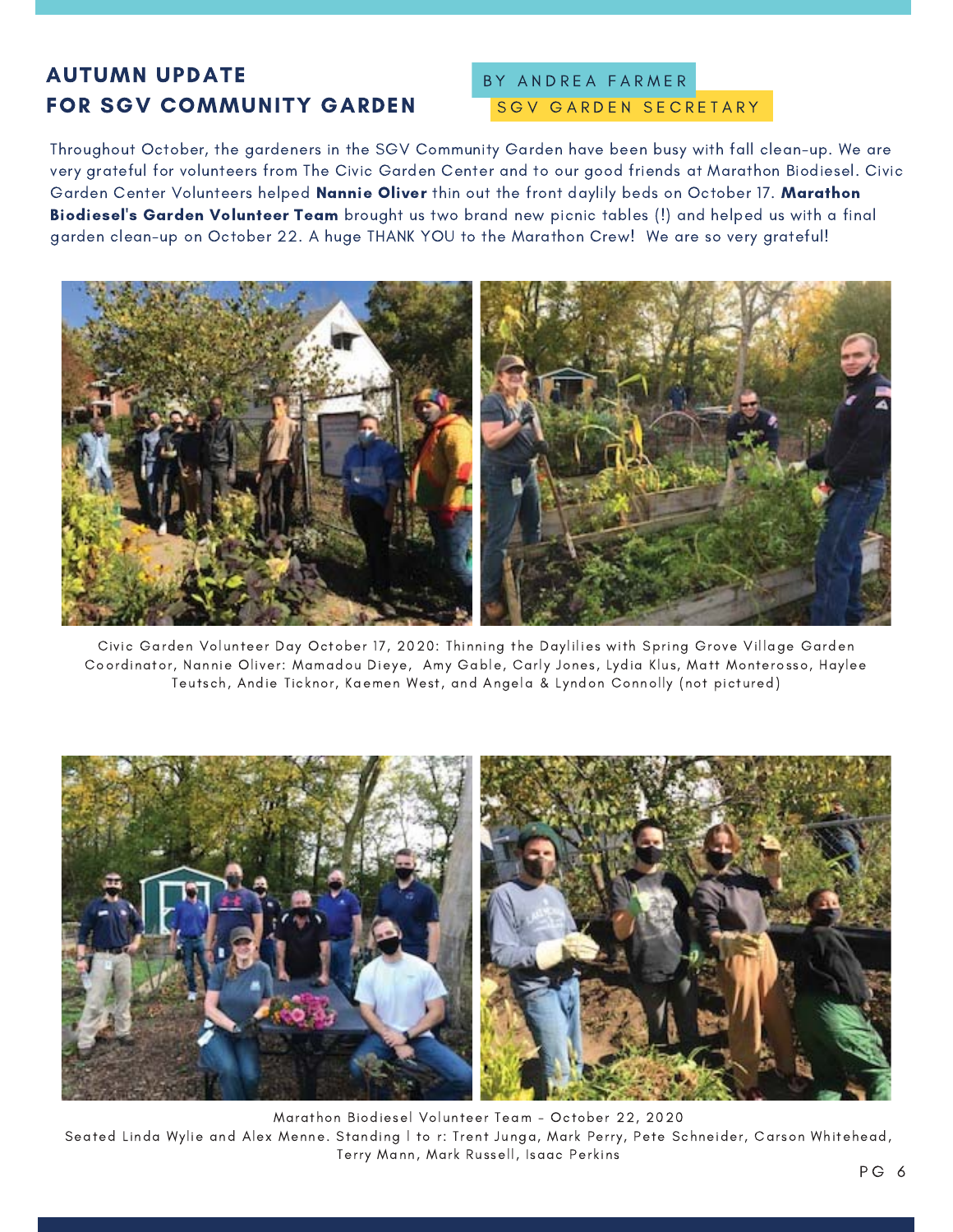## AUTUMN UPDATE FOR SGV COMMUNITY GARDEN

BY ANDREA FARMER
SGV GARDEN SECRETARY

Throughout October, the gardeners in the SGV Community Garden have been busy with fall clean-up. We are very grateful for volunteers from The Civic Garden Center and to our good friends at Marathon Biodiesel. Civic Garden Center Volunteers helped **Nannie Oliver** thin out the front daylily beds on October 17. **Marathon Biodiesel's Garden Volunteer Team** brought us two brand new picnic tables (!) and helped us with a final garden clean-up on October 22. A huge THANK YOU to the Marathon Crew! We are so very grateful!

Civic Garden Volunteer Day October 17, 2020: Thinning the Daylilies with Spring Grove Village Garden Coordinator, Nannie Oliver: Mamadou Dieye, Amy Gable, Carly Jones, Lydia Klus, Matt Monterosso, Haylee Teutsch, Andie Ticknor, Kaemen West, and Angela & Lyndon Connolly (not pictured)

Marathon Biodiesel Volunteer Team - October 22, 2020
Seated Linda Wylie and Alex Menne. Standing l to r: Trent Junga, Mark Perry, Pete Schneider, Carson Whitehead, Terry Mann, Mark Russell, Isaac Perkins